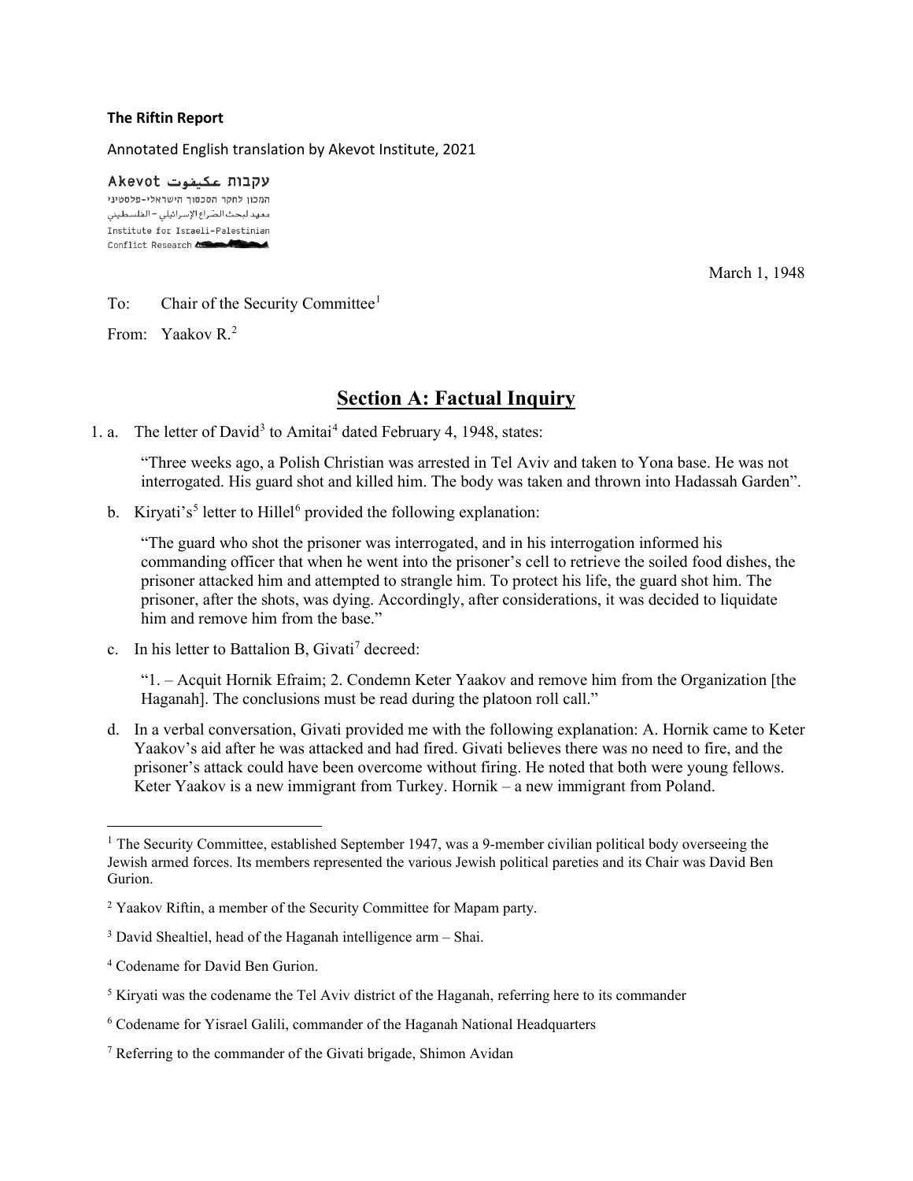**The Riftin Report**

Annotated English translation by Akevot Institute, 2021

עקבות عكيفوت Akevot
המכון לחקר הסכסוך הישראלי-פלסטיני
معهد لبحث الصّراع الإسرائيلي – الفلسطيني
Institute for Israeli-Palestinian
Conflict Research

March 1, 1948

To: Chair of the Security Committee[1]

From: Yaakov R.[2]

## Section A: Factual Inquiry

1. a. The letter of David[3] to Amitai[4] dated February 4, 1948, states:

   "Three weeks ago, a Polish Christian was arrested in Tel Aviv and taken to Yona base. He was not interrogated. His guard shot and killed him. The body was taken and thrown into Hadassah Garden".

   b. Kiryati's[5] letter to Hillel[6] provided the following explanation:

   "The guard who shot the prisoner was interrogated, and in his interrogation informed his commanding officer that when he went into the prisoner's cell to retrieve the soiled food dishes, the prisoner attacked him and attempted to strangle him. To protect his life, the guard shot him. The prisoner, after the shots, was dying. Accordingly, after considerations, it was decided to liquidate him and remove him from the base."

   c. In his letter to Battalion B, Givati[7] decreed:

   "1. – Acquit Hornik Efraim; 2. Condemn Keter Yaakov and remove him from the Organization [the Haganah]. The conclusions must be read during the platoon roll call."

   d. In a verbal conversation, Givati provided me with the following explanation: A. Hornik came to Keter Yaakov's aid after he was attacked and had fired. Givati believes there was no need to fire, and the prisoner's attack could have been overcome without firing. He noted that both were young fellows. Keter Yaakov is a new immigrant from Turkey. Hornik – a new immigrant from Poland.

---

[1] The Security Committee, established September 1947, was a 9-member civilian political body overseeing the Jewish armed forces. Its members represented the various Jewish political pareties and its Chair was David Ben Gurion.

[2] Yaakov Riftin, a member of the Security Committee for Mapam party.

[3] David Shealtiel, head of the Haganah intelligence arm – Shai.

[4] Codename for David Ben Gurion.

[5] Kiryati was the codename the Tel Aviv district of the Haganah, referring here to its commander

[6] Codename for Yisrael Galili, commander of the Haganah National Headquarters

[7] Referring to the commander of the Givati brigade, Shimon Avidan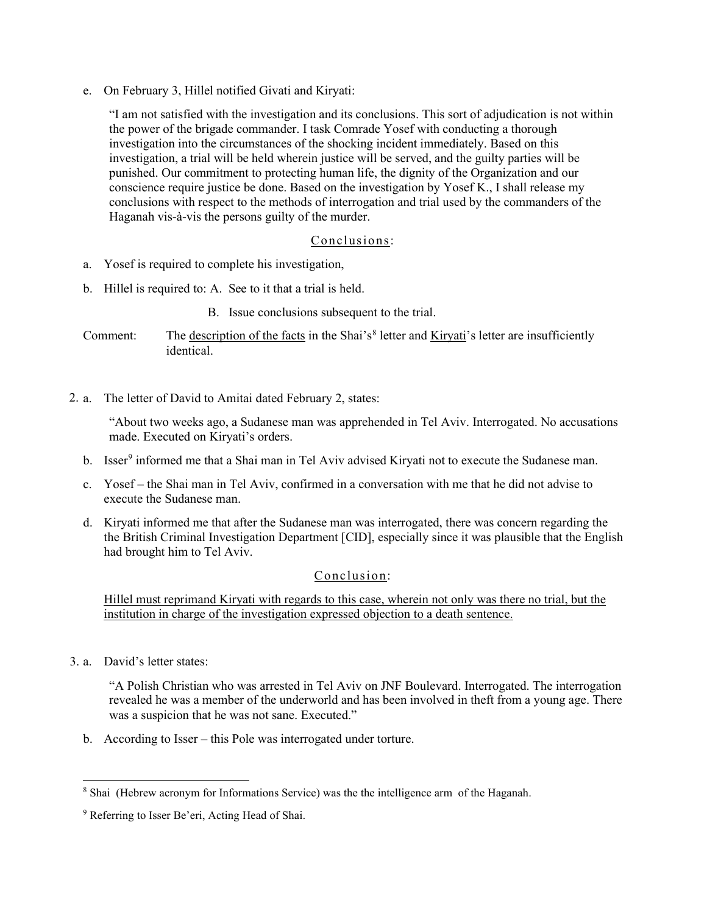e. On February 3, Hillel notified Givati and Kiryati:

> "I am not satisfied with the investigation and its conclusions. This sort of adjudication is not within the power of the brigade commander. I task Comrade Yosef with conducting a thorough investigation into the circumstances of the shocking incident immediately. Based on this investigation, a trial will be held wherein justice will be served, and the guilty parties will be punished. Our commitment to protecting human life, the dignity of the Organization and our conscience require justice be done. Based on the investigation by Yosef K., I shall release my conclusions with respect to the methods of interrogation and trial used by the commanders of the Haganah vis-à-vis the persons guilty of the murder.

<u>Conclusions</u>:

a. Yosef is required to complete his investigation,

b. Hillel is required to: A. See to it that a trial is held.

   B. Issue conclusions subsequent to the trial.

Comment: The <u>description of the facts</u> in the Shai's[8] letter and <u>Kiryati</u>'s letter are insufficiently identical.

2. a. The letter of David to Amitai dated February 2, states:

> "About two weeks ago, a Sudanese man was apprehended in Tel Aviv. Interrogated. No accusations made. Executed on Kiryati's orders.

b. Isser[9] informed me that a Shai man in Tel Aviv advised Kiryati not to execute the Sudanese man.

c. Yosef – the Shai man in Tel Aviv, confirmed in a conversation with me that he did not advise to execute the Sudanese man.

d. Kiryati informed me that after the Sudanese man was interrogated, there was concern regarding the the British Criminal Investigation Department [CID], especially since it was plausible that the English had brought him to Tel Aviv.

<u>Conclusion</u>:

<u>Hillel must reprimand Kiryati with regards to this case, wherein not only was there no trial, but the institution in charge of the investigation expressed objection to a death sentence.</u>

3. a. David's letter states:

> "A Polish Christian who was arrested in Tel Aviv on JNF Boulevard. Interrogated. The interrogation revealed he was a member of the underworld and has been involved in theft from a young age. There was a suspicion that he was not sane. Executed."

b. According to Isser – this Pole was interrogated under torture.

---

[8] Shai (Hebrew acronym for Informations Service) was the the intelligence arm of the Haganah.

[9] Referring to Isser Be'eri, Acting Head of Shai.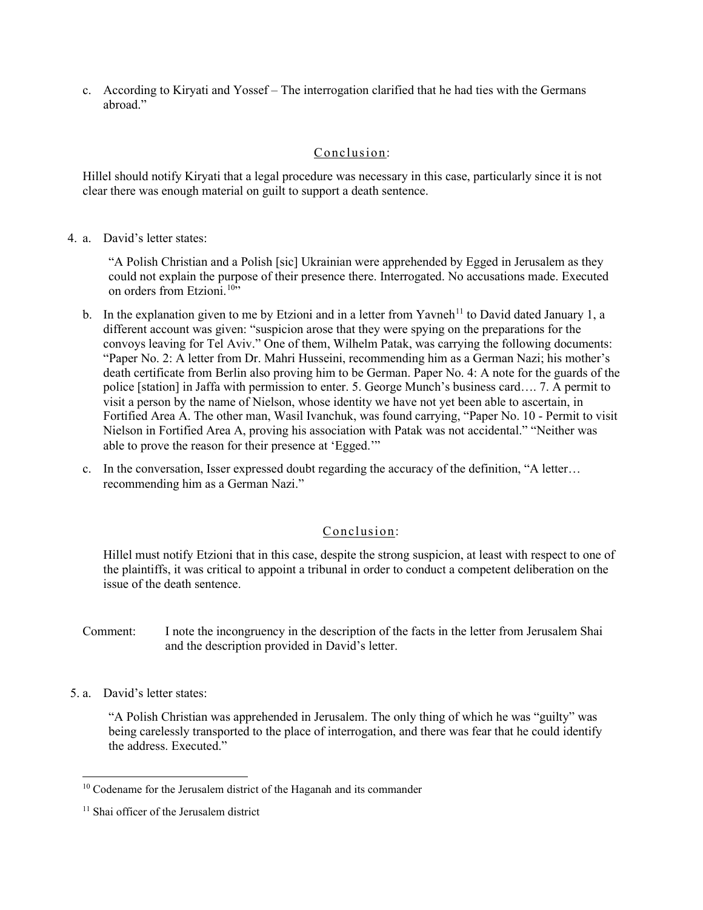c. According to Kiryati and Yossef – The interrogation clarified that he had ties with the Germans abroad."

Conclusion:

Hillel should notify Kiryati that a legal procedure was necessary in this case, particularly since it is not clear there was enough material on guilt to support a death sentence.

4. a. David's letter states:

> "A Polish Christian and a Polish [sic] Ukrainian were apprehended by Egged in Jerusalem as they could not explain the purpose of their presence there. Interrogated. No accusations made. Executed on orders from Etzioni.[10]"

b. In the explanation given to me by Etzioni and in a letter from Yavneh[11] to David dated January 1, a different account was given: "suspicion arose that they were spying on the preparations for the convoys leaving for Tel Aviv." One of them, Wilhelm Patak, was carrying the following documents: "Paper No. 2: A letter from Dr. Mahri Husseini, recommending him as a German Nazi; his mother's death certificate from Berlin also proving him to be German. Paper No. 4: A note for the guards of the police [station] in Jaffa with permission to enter. 5. George Munch's business card…. 7. A permit to visit a person by the name of Nielson, whose identity we have not yet been able to ascertain, in Fortified Area A. The other man, Wasil Ivanchuk, was found carrying, "Paper No. 10 - Permit to visit Nielson in Fortified Area A, proving his association with Patak was not accidental." "Neither was able to prove the reason for their presence at 'Egged.'"

c. In the conversation, Isser expressed doubt regarding the accuracy of the definition, "A letter… recommending him as a German Nazi."

Conclusion:

Hillel must notify Etzioni that in this case, despite the strong suspicion, at least with respect to one of the plaintiffs, it was critical to appoint a tribunal in order to conduct a competent deliberation on the issue of the death sentence.

Comment: I note the incongruency in the description of the facts in the letter from Jerusalem Shai and the description provided in David's letter.

5. a. David's letter states:

> "A Polish Christian was apprehended in Jerusalem. The only thing of which he was "guilty" was being carelessly transported to the place of interrogation, and there was fear that he could identify the address. Executed."

---

[10] Codename for the Jerusalem district of the Haganah and its commander

[11] Shai officer of the Jerusalem district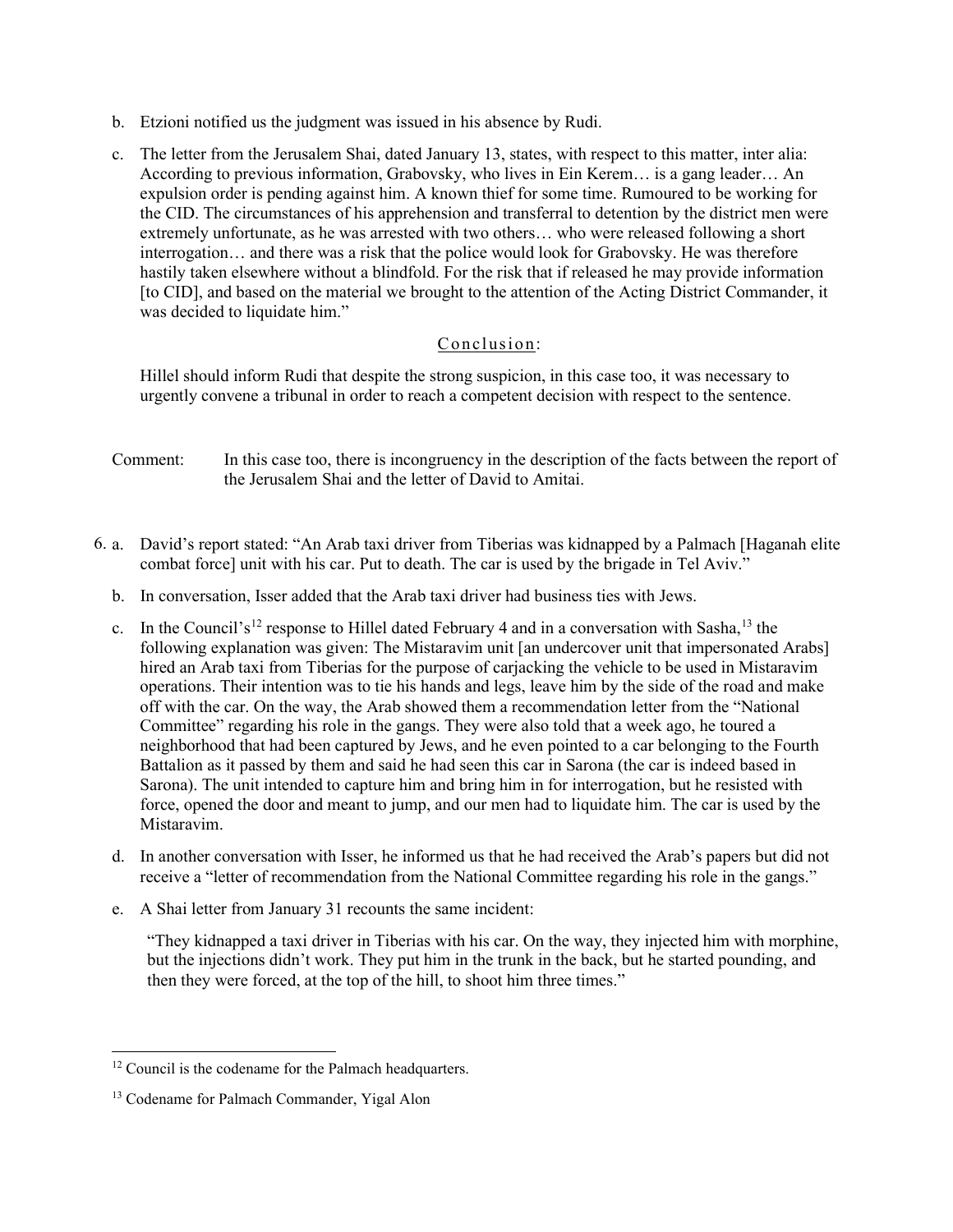b. Etzioni notified us the judgment was issued in his absence by Rudi.

c. The letter from the Jerusalem Shai, dated January 13, states, with respect to this matter, inter alia: According to previous information, Grabovsky, who lives in Ein Kerem… is a gang leader… An expulsion order is pending against him. A known thief for some time. Rumoured to be working for the CID. The circumstances of his apprehension and transferral to detention by the district men were extremely unfortunate, as he was arrested with two others… who were released following a short interrogation… and there was a risk that the police would look for Grabovsky. He was therefore hastily taken elsewhere without a blindfold. For the risk that if released he may provide information [to CID], and based on the material we brought to the attention of the Acting District Commander, it was decided to liquidate him."

<u>Conclusion</u>:

Hillel should inform Rudi that despite the strong suspicion, in this case too, it was necessary to urgently convene a tribunal in order to reach a competent decision with respect to the sentence.

Comment: In this case too, there is incongruency in the description of the facts between the report of the Jerusalem Shai and the letter of David to Amitai.

6. a. David's report stated: "An Arab taxi driver from Tiberias was kidnapped by a Palmach [Haganah elite combat force] unit with his car. Put to death. The car is used by the brigade in Tel Aviv."

b. In conversation, Isser added that the Arab taxi driver had business ties with Jews.

c. In the Council's[12] response to Hillel dated February 4 and in a conversation with Sasha,[13] the following explanation was given: The Mistaravim unit [an undercover unit that impersonated Arabs] hired an Arab taxi from Tiberias for the purpose of carjacking the vehicle to be used in Mistaravim operations. Their intention was to tie his hands and legs, leave him by the side of the road and make off with the car. On the way, the Arab showed them a recommendation letter from the "National Committee" regarding his role in the gangs. They were also told that a week ago, he toured a neighborhood that had been captured by Jews, and he even pointed to a car belonging to the Fourth Battalion as it passed by them and said he had seen this car in Sarona (the car is indeed based in Sarona). The unit intended to capture him and bring him in for interrogation, but he resisted with force, opened the door and meant to jump, and our men had to liquidate him. The car is used by the Mistaravim.

d. In another conversation with Isser, he informed us that he had received the Arab's papers but did not receive a "letter of recommendation from the National Committee regarding his role in the gangs."

e. A Shai letter from January 31 recounts the same incident:

"They kidnapped a taxi driver in Tiberias with his car. On the way, they injected him with morphine, but the injections didn't work. They put him in the trunk in the back, but he started pounding, and then they were forced, at the top of the hill, to shoot him three times."

---

[12] Council is the codename for the Palmach headquarters.

[13] Codename for Palmach Commander, Yigal Alon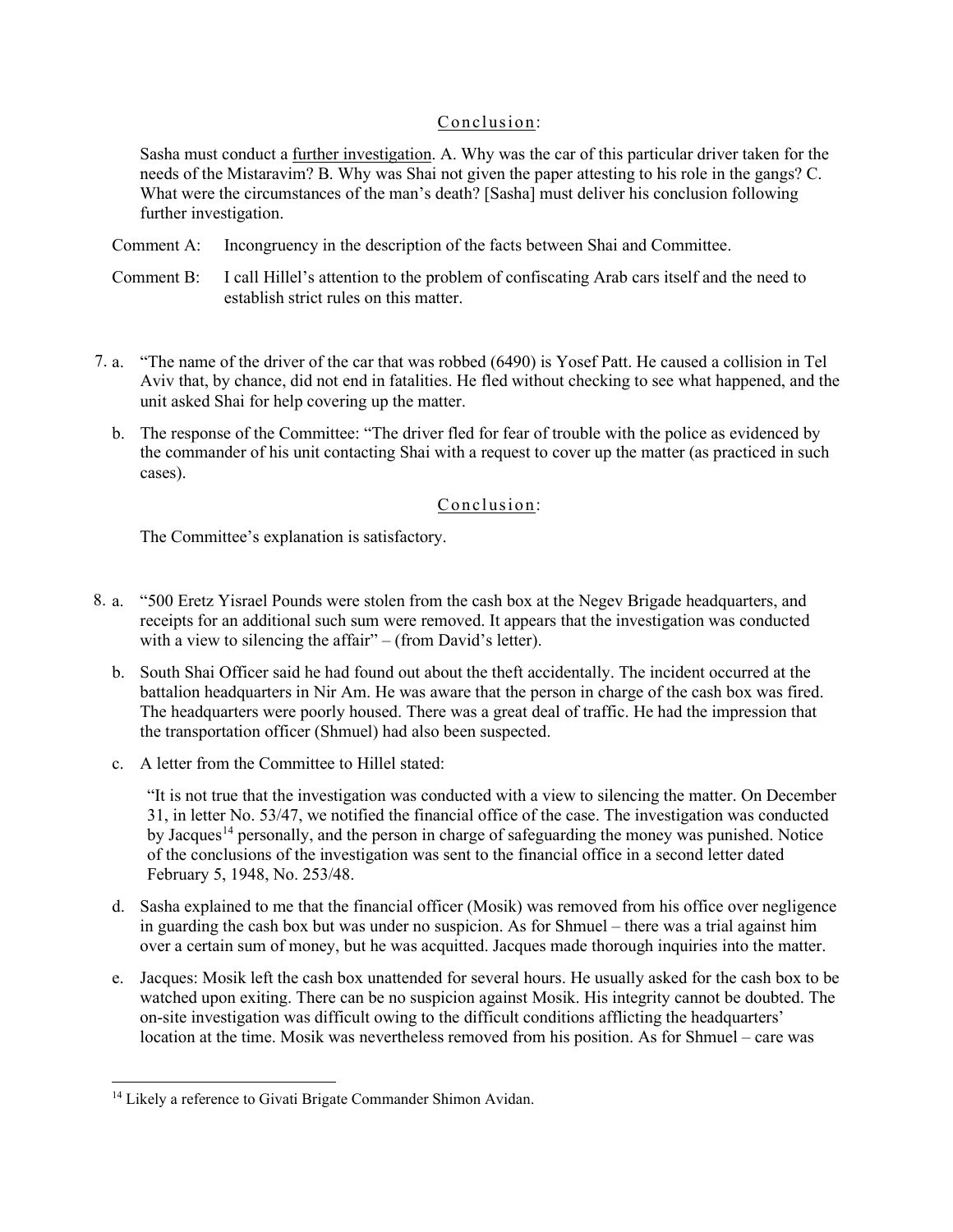Conclusion:

Sasha must conduct a further investigation. A. Why was the car of this particular driver taken for the needs of the Mistaravim? B. Why was Shai not given the paper attesting to his role in the gangs? C. What were the circumstances of the man's death? [Sasha] must deliver his conclusion following further investigation.

Comment A: Incongruency in the description of the facts between Shai and Committee.

Comment B: I call Hillel's attention to the problem of confiscating Arab cars itself and the need to establish strict rules on this matter.

7. a. "The name of the driver of the car that was robbed (6490) is Yosef Patt. He caused a collision in Tel Aviv that, by chance, did not end in fatalities. He fled without checking to see what happened, and the unit asked Shai for help covering up the matter.

   b. The response of the Committee: "The driver fled for fear of trouble with the police as evidenced by the commander of his unit contacting Shai with a request to cover up the matter (as practiced in such cases).

Conclusion:

The Committee's explanation is satisfactory.

8. a. "500 Eretz Yisrael Pounds were stolen from the cash box at the Negev Brigade headquarters, and receipts for an additional such sum were removed. It appears that the investigation was conducted with a view to silencing the affair" – (from David's letter).

   b. South Shai Officer said he had found out about the theft accidentally. The incident occurred at the battalion headquarters in Nir Am. He was aware that the person in charge of the cash box was fired. The headquarters were poorly housed. There was a great deal of traffic. He had the impression that the transportation officer (Shmuel) had also been suspected.

   c. A letter from the Committee to Hillel stated:

   "It is not true that the investigation was conducted with a view to silencing the matter. On December 31, in letter No. 53/47, we notified the financial office of the case. The investigation was conducted by Jacques[14] personally, and the person in charge of safeguarding the money was punished. Notice of the conclusions of the investigation was sent to the financial office in a second letter dated February 5, 1948, No. 253/48.

   d. Sasha explained to me that the financial officer (Mosik) was removed from his office over negligence in guarding the cash box but was under no suspicion. As for Shmuel – there was a trial against him over a certain sum of money, but he was acquitted. Jacques made thorough inquiries into the matter.

   e. Jacques: Mosik left the cash box unattended for several hours. He usually asked for the cash box to be watched upon exiting. There can be no suspicion against Mosik. His integrity cannot be doubted. The on-site investigation was difficult owing to the difficult conditions afflicting the headquarters' location at the time. Mosik was nevertheless removed from his position. As for Shmuel – care was

[14] Likely a reference to Givati Brigate Commander Shimon Avidan.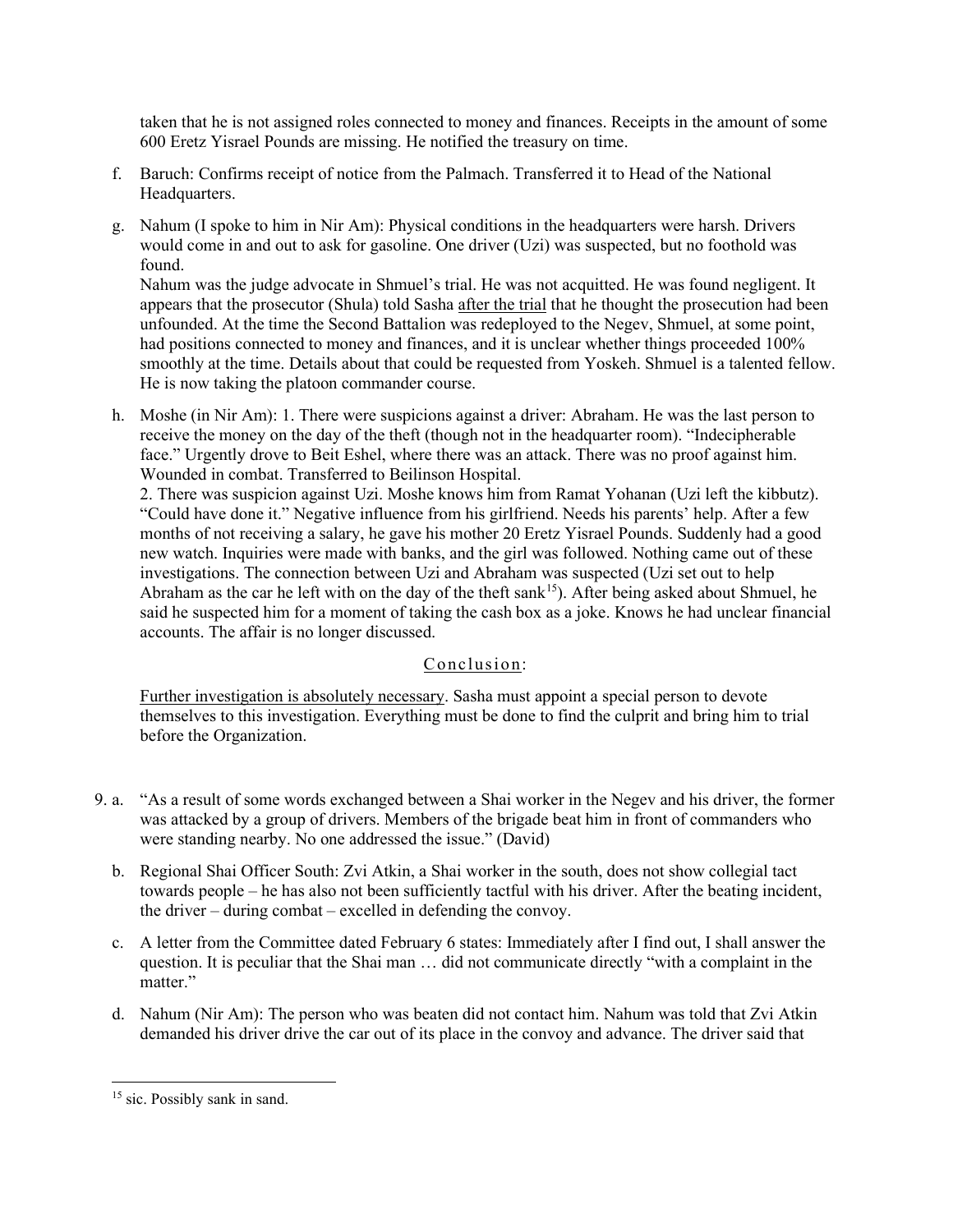taken that he is not assigned roles connected to money and finances. Receipts in the amount of some 600 Eretz Yisrael Pounds are missing. He notified the treasury on time.

f. Baruch: Confirms receipt of notice from the Palmach. Transferred it to Head of the National Headquarters.

g. Nahum (I spoke to him in Nir Am): Physical conditions in the headquarters were harsh. Drivers would come in and out to ask for gasoline. One driver (Uzi) was suspected, but no foothold was found.
Nahum was the judge advocate in Shmuel's trial. He was not acquitted. He was found negligent. It appears that the prosecutor (Shula) told Sasha <u>after the trial</u> that he thought the prosecution had been unfounded. At the time the Second Battalion was redeployed to the Negev, Shmuel, at some point, had positions connected to money and finances, and it is unclear whether things proceeded 100% smoothly at the time. Details about that could be requested from Yoskeh. Shmuel is a talented fellow. He is now taking the platoon commander course.

h. Moshe (in Nir Am): 1. There were suspicions against a driver: Abraham. He was the last person to receive the money on the day of the theft (though not in the headquarter room). "Indecipherable face." Urgently drove to Beit Eshel, where there was an attack. There was no proof against him. Wounded in combat. Transferred to Beilinson Hospital.
2. There was suspicion against Uzi. Moshe knows him from Ramat Yohanan (Uzi left the kibbutz). "Could have done it." Negative influence from his girlfriend. Needs his parents' help. After a few months of not receiving a salary, he gave his mother 20 Eretz Yisrael Pounds. Suddenly had a good new watch. Inquiries were made with banks, and the girl was followed. Nothing came out of these investigations. The connection between Uzi and Abraham was suspected (Uzi set out to help Abraham as the car he left with on the day of the theft sank[15]). After being asked about Shmuel, he said he suspected him for a moment of taking the cash box as a joke. Knows he had unclear financial accounts. The affair is no longer discussed.

<u>Conclusion</u>:

<u>Further investigation is absolutely necessary</u>. Sasha must appoint a special person to devote themselves to this investigation. Everything must be done to find the culprit and bring him to trial before the Organization.

9. a. "As a result of some words exchanged between a Shai worker in the Negev and his driver, the former was attacked by a group of drivers. Members of the brigade beat him in front of commanders who were standing nearby. No one addressed the issue." (David)

b. Regional Shai Officer South: Zvi Atkin, a Shai worker in the south, does not show collegial tact towards people – he has also not been sufficiently tactful with his driver. After the beating incident, the driver – during combat – excelled in defending the convoy.

c. A letter from the Committee dated February 6 states: Immediately after I find out, I shall answer the question. It is peculiar that the Shai man … did not communicate directly "with a complaint in the matter."

d. Nahum (Nir Am): The person who was beaten did not contact him. Nahum was told that Zvi Atkin demanded his driver drive the car out of its place in the convoy and advance. The driver said that

---

[15] sic. Possibly sank in sand.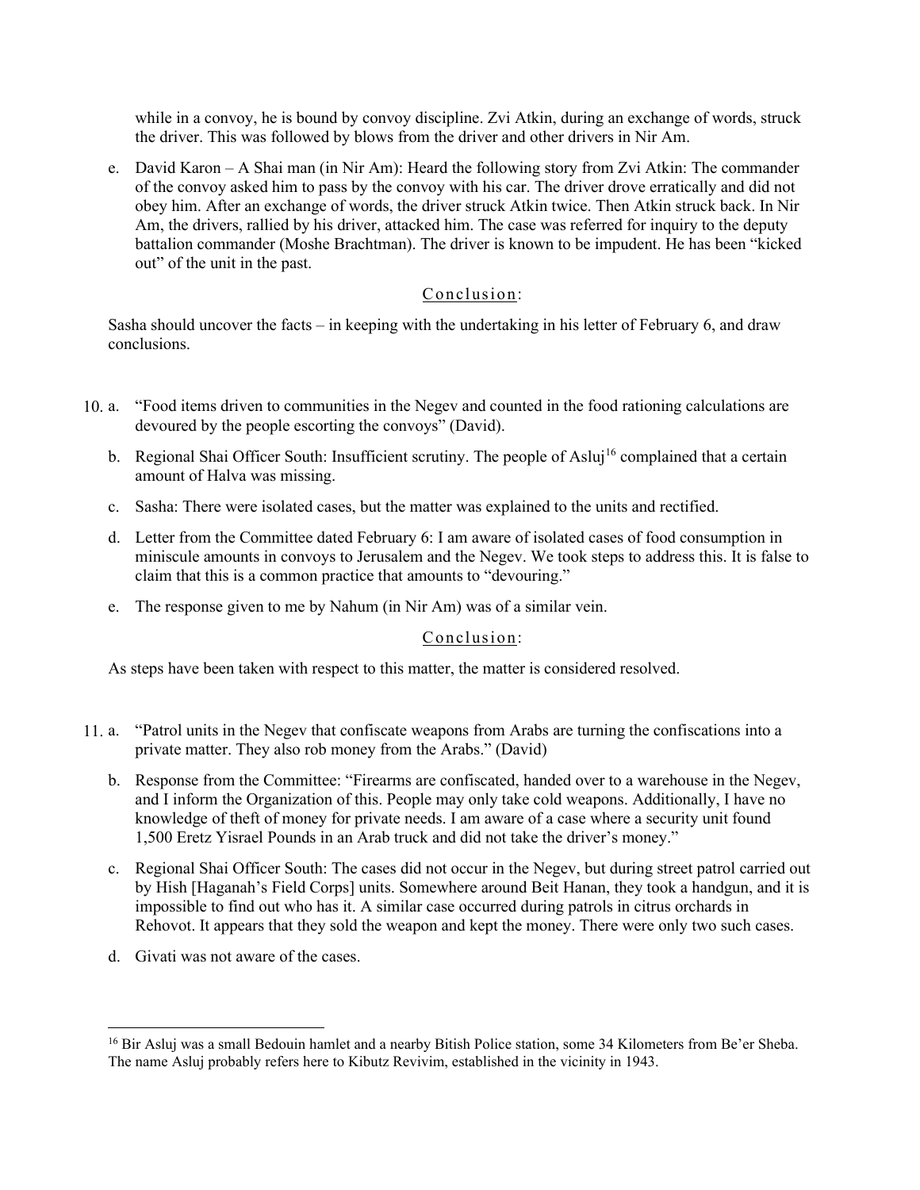while in a convoy, he is bound by convoy discipline. Zvi Atkin, during an exchange of words, struck the driver. This was followed by blows from the driver and other drivers in Nir Am.

e. David Karon – A Shai man (in Nir Am): Heard the following story from Zvi Atkin: The commander of the convoy asked him to pass by the convoy with his car. The driver drove erratically and did not obey him. After an exchange of words, the driver struck Atkin twice. Then Atkin struck back. In Nir Am, the drivers, rallied by his driver, attacked him. The case was referred for inquiry to the deputy battalion commander (Moshe Brachtman). The driver is known to be impudent. He has been "kicked out" of the unit in the past.

<u>Conclusion</u>:

Sasha should uncover the facts – in keeping with the undertaking in his letter of February 6, and draw conclusions.

10. a. "Food items driven to communities in the Negev and counted in the food rationing calculations are devoured by the people escorting the convoys" (David).

    b. Regional Shai Officer South: Insufficient scrutiny. The people of Asluj[16] complained that a certain amount of Halva was missing.

    c. Sasha: There were isolated cases, but the matter was explained to the units and rectified.

    d. Letter from the Committee dated February 6: I am aware of isolated cases of food consumption in miniscule amounts in convoys to Jerusalem and the Negev. We took steps to address this. It is false to claim that this is a common practice that amounts to "devouring."

    e. The response given to me by Nahum (in Nir Am) was of a similar vein.

<u>Conclusion</u>:

As steps have been taken with respect to this matter, the matter is considered resolved.

11. a. "Patrol units in the Negev that confiscate weapons from Arabs are turning the confiscations into a private matter. They also rob money from the Arabs." (David)

    b. Response from the Committee: "Firearms are confiscated, handed over to a warehouse in the Negev, and I inform the Organization of this. People may only take cold weapons. Additionally, I have no knowledge of theft of money for private needs. I am aware of a case where a security unit found 1,500 Eretz Yisrael Pounds in an Arab truck and did not take the driver's money."

    c. Regional Shai Officer South: The cases did not occur in the Negev, but during street patrol carried out by Hish [Haganah's Field Corps] units. Somewhere around Beit Hanan, they took a handgun, and it is impossible to find out who has it. A similar case occurred during patrols in citrus orchards in Rehovot. It appears that they sold the weapon and kept the money. There were only two such cases.

    d. Givati was not aware of the cases.

---

[16] Bir Asluj was a small Bedouin hamlet and a nearby Bitish Police station, some 34 Kilometers from Be'er Sheba. The name Asluj probably refers here to Kibutz Revivim, established in the vicinity in 1943.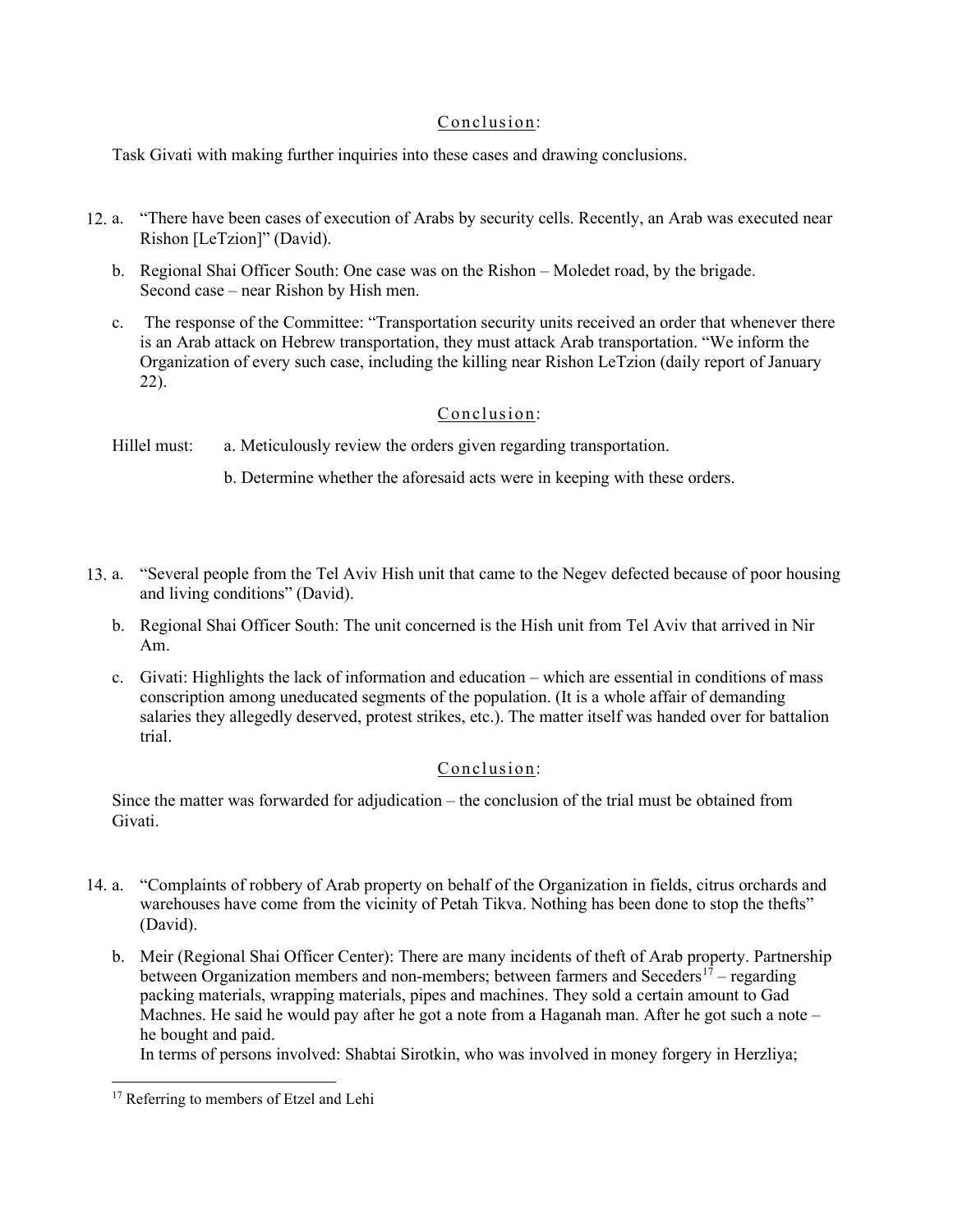Conclusion:

Task Givati with making further inquiries into these cases and drawing conclusions.

12. a. “There have been cases of execution of Arabs by security cells. Recently, an Arab was executed near Rishon [LeTzion]” (David).

    b. Regional Shai Officer South: One case was on the Rishon – Moledet road, by the brigade. Second case – near Rishon by Hish men.

    c. The response of the Committee: “Transportation security units received an order that whenever there is an Arab attack on Hebrew transportation, they must attack Arab transportation. “We inform the Organization of every such case, including the killing near Rishon LeTzion (daily report of January 22).

Conclusion:

Hillel must: a. Meticulously review the orders given regarding transportation.

b. Determine whether the aforesaid acts were in keeping with these orders.

13. a. “Several people from the Tel Aviv Hish unit that came to the Negev defected because of poor housing and living conditions” (David).

    b. Regional Shai Officer South: The unit concerned is the Hish unit from Tel Aviv that arrived in Nir Am.

    c. Givati: Highlights the lack of information and education – which are essential in conditions of mass conscription among uneducated segments of the population. (It is a whole affair of demanding salaries they allegedly deserved, protest strikes, etc.). The matter itself was handed over for battalion trial.

Conclusion:

Since the matter was forwarded for adjudication – the conclusion of the trial must be obtained from Givati.

14. a. “Complaints of robbery of Arab property on behalf of the Organization in fields, citrus orchards and warehouses have come from the vicinity of Petah Tikva. Nothing has been done to stop the thefts” (David).

    b. Meir (Regional Shai Officer Center): There are many incidents of theft of Arab property. Partnership between Organization members and non-members; between farmers and Seceders[17] – regarding packing materials, wrapping materials, pipes and machines. They sold a certain amount to Gad Machnes. He said he would pay after he got a note from a Haganah man. After he got such a note – he bought and paid.
    In terms of persons involved: Shabtai Sirotkin, who was involved in money forgery in Herzliya;

[17] Referring to members of Etzel and Lehi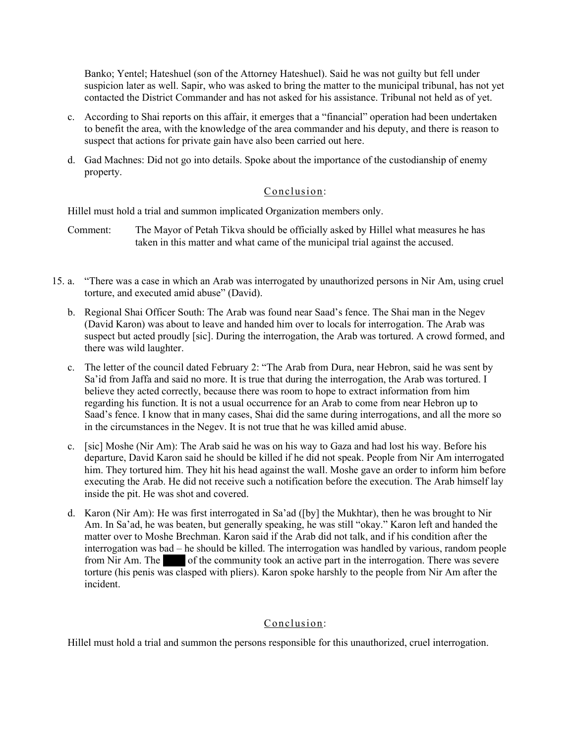Banko; Yentel; Hateshuel (son of the Attorney Hateshuel). Said he was not guilty but fell under suspicion later as well. Sapir, who was asked to bring the matter to the municipal tribunal, has not yet contacted the District Commander and has not asked for his assistance. Tribunal not held as of yet.

c. According to Shai reports on this affair, it emerges that a "financial" operation had been undertaken to benefit the area, with the knowledge of the area commander and his deputy, and there is reason to suspect that actions for private gain have also been carried out here.

d. Gad Machnes: Did not go into details. Spoke about the importance of the custodianship of enemy property.

Conclusion:

Hillel must hold a trial and summon implicated Organization members only.

Comment: The Mayor of Petah Tikva should be officially asked by Hillel what measures he has taken in this matter and what came of the municipal trial against the accused.

15. a. "There was a case in which an Arab was interrogated by unauthorized persons in Nir Am, using cruel torture, and executed amid abuse" (David).

b. Regional Shai Officer South: The Arab was found near Saad's fence. The Shai man in the Negev (David Karon) was about to leave and handed him over to locals for interrogation. The Arab was suspect but acted proudly [sic]. During the interrogation, the Arab was tortured. A crowd formed, and there was wild laughter.

c. The letter of the council dated February 2: "The Arab from Dura, near Hebron, said he was sent by Sa'id from Jaffa and said no more. It is true that during the interrogation, the Arab was tortured. I believe they acted correctly, because there was room to hope to extract information from him regarding his function. It is not a usual occurrence for an Arab to come from near Hebron up to Saad's fence. I know that in many cases, Shai did the same during interrogations, and all the more so in the circumstances in the Negev. It is not true that he was killed amid abuse.

c. [sic] Moshe (Nir Am): The Arab said he was on his way to Gaza and had lost his way. Before his departure, David Karon said he should be killed if he did not speak. People from Nir Am interrogated him. They tortured him. They hit his head against the wall. Moshe gave an order to inform him before executing the Arab. He did not receive such a notification before the execution. The Arab himself lay inside the pit. He was shot and covered.

d. Karon (Nir Am): He was first interrogated in Sa'ad ([by] the Mukhtar), then he was brought to Nir Am. In Sa'ad, he was beaten, but generally speaking, he was still "okay." Karon left and handed the matter over to Moshe Brechman. Karon said if the Arab did not talk, and if his condition after the interrogation was bad – he should be killed. The interrogation was handled by various, random people from Nir Am. The ████ of the community took an active part in the interrogation. There was severe torture (his penis was clasped with pliers). Karon spoke harshly to the people from Nir Am after the incident.

Conclusion:

Hillel must hold a trial and summon the persons responsible for this unauthorized, cruel interrogation.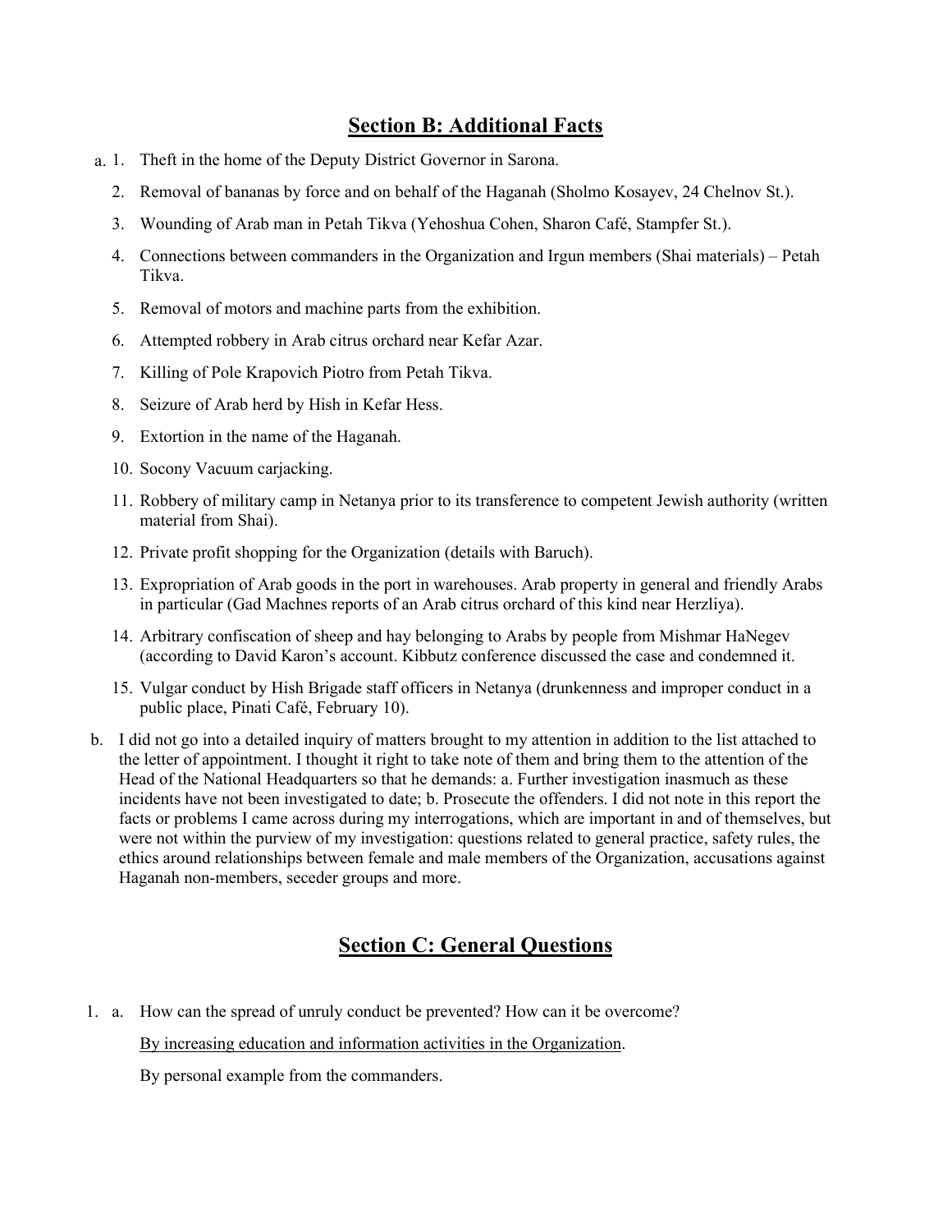## Section B: Additional Facts

a.
1. Theft in the home of the Deputy District Governor in Sarona.
2. Removal of bananas by force and on behalf of the Haganah (Sholmo Kosayev, 24 Chelnov St.).
3. Wounding of Arab man in Petah Tikva (Yehoshua Cohen, Sharon Café, Stampfer St.).
4. Connections between commanders in the Organization and Irgun members (Shai materials) – Petah Tikva.
5. Removal of motors and machine parts from the exhibition.
6. Attempted robbery in Arab citrus orchard near Kefar Azar.
7. Killing of Pole Krapovich Piotro from Petah Tikva.
8. Seizure of Arab herd by Hish in Kefar Hess.
9. Extortion in the name of the Haganah.
10. Socony Vacuum carjacking.
11. Robbery of military camp in Netanya prior to its transference to competent Jewish authority (written material from Shai).
12. Private profit shopping for the Organization (details with Baruch).
13. Expropriation of Arab goods in the port in warehouses. Arab property in general and friendly Arabs in particular (Gad Machnes reports of an Arab citrus orchard of this kind near Herzliya).
14. Arbitrary confiscation of sheep and hay belonging to Arabs by people from Mishmar HaNegev (according to David Karon's account. Kibbutz conference discussed the case and condemned it.
15. Vulgar conduct by Hish Brigade staff officers in Netanya (drunkenness and improper conduct in a public place, Pinati Café, February 10).

b. I did not go into a detailed inquiry of matters brought to my attention in addition to the list attached to the letter of appointment. I thought it right to take note of them and bring them to the attention of the Head of the National Headquarters so that he demands: a. Further investigation inasmuch as these incidents have not been investigated to date; b. Prosecute the offenders. I did not note in this report the facts or problems I came across during my interrogations, which are important in and of themselves, but were not within the purview of my investigation: questions related to general practice, safety rules, the ethics around relationships between female and male members of the Organization, accusations against Haganah non-members, seceder groups and more.

## Section C: General Questions

1. a. How can the spread of unruly conduct be prevented? How can it be overcome?

   By increasing education and information activities in the Organization.

   By personal example from the commanders.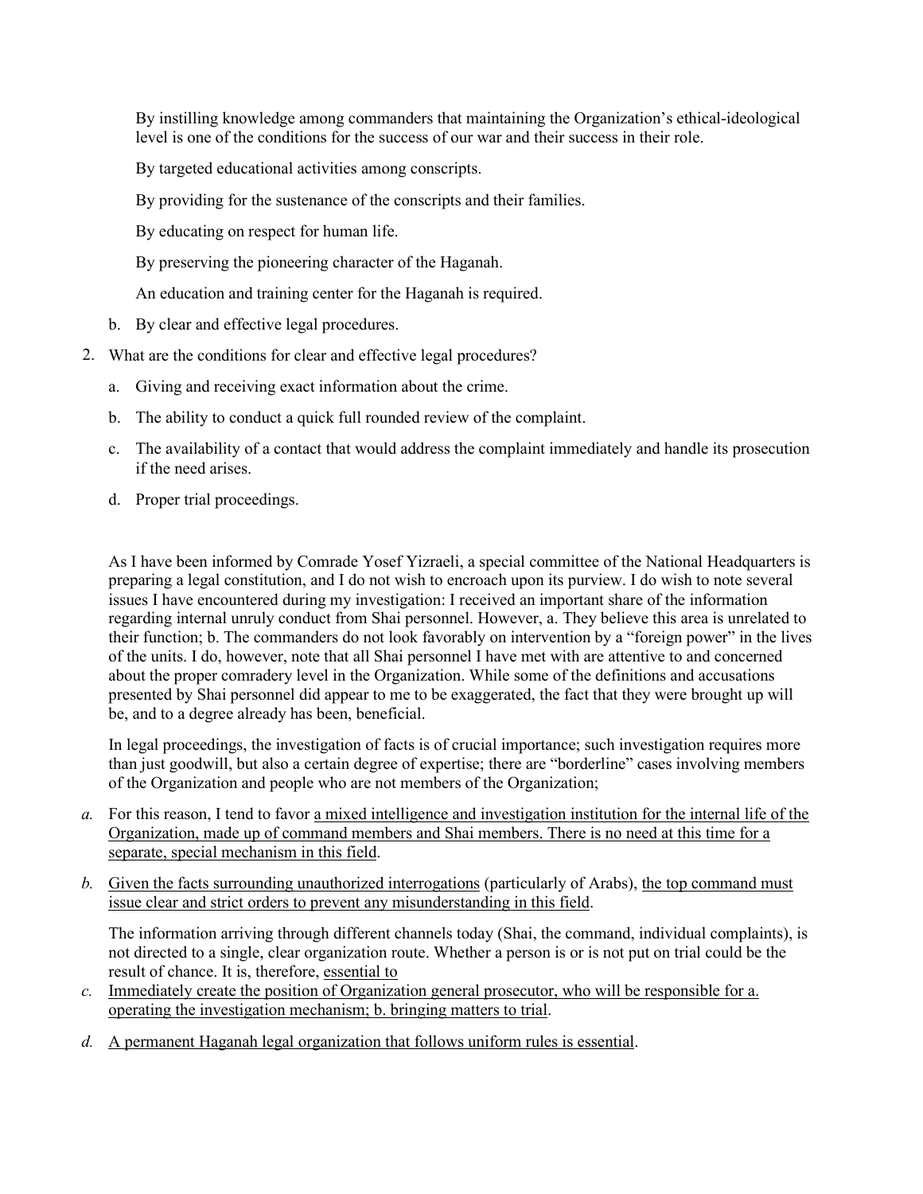By instilling knowledge among commanders that maintaining the Organization's ethical-ideological level is one of the conditions for the success of our war and their success in their role.

By targeted educational activities among conscripts.

By providing for the sustenance of the conscripts and their families.

By educating on respect for human life.

By preserving the pioneering character of the Haganah.

An education and training center for the Haganah is required.

b. By clear and effective legal procedures.

2. What are the conditions for clear and effective legal procedures?

   a. Giving and receiving exact information about the crime.

   b. The ability to conduct a quick full rounded review of the complaint.

   c. The availability of a contact that would address the complaint immediately and handle its prosecution if the need arises.

   d. Proper trial proceedings.

As I have been informed by Comrade Yosef Yizraeli, a special committee of the National Headquarters is preparing a legal constitution, and I do not wish to encroach upon its purview. I do wish to note several issues I have encountered during my investigation: I received an important share of the information regarding internal unruly conduct from Shai personnel. However, a. They believe this area is unrelated to their function; b. The commanders do not look favorably on intervention by a "foreign power" in the lives of the units. I do, however, note that all Shai personnel I have met with are attentive to and concerned about the proper comradery level in the Organization. While some of the definitions and accusations presented by Shai personnel did appear to me to be exaggerated, the fact that they were brought up will be, and to a degree already has been, beneficial.

In legal proceedings, the investigation of facts is of crucial importance; such investigation requires more than just goodwill, but also a certain degree of expertise; there are "borderline" cases involving members of the Organization and people who are not members of the Organization;

*a.* For this reason, I tend to favor <u>a mixed intelligence and investigation institution for the internal life of the Organization, made up of command members and Shai members. There is no need at this time for a separate, special mechanism in this field</u>.

*b.* <u>Given the facts surrounding unauthorized interrogations</u> (particularly of Arabs), <u>the top command must issue clear and strict orders to prevent any misunderstanding in this field</u>.

The information arriving through different channels today (Shai, the command, individual complaints), is not directed to a single, clear organization route. Whether a person is or is not put on trial could be the result of chance. It is, therefore, <u>essential to</u>

*c.* <u>Immediately create the position of Organization general prosecutor, who will be responsible for a. operating the investigation mechanism; b. bringing matters to trial</u>.

*d.* <u>A permanent Haganah legal organization that follows uniform rules is essential</u>.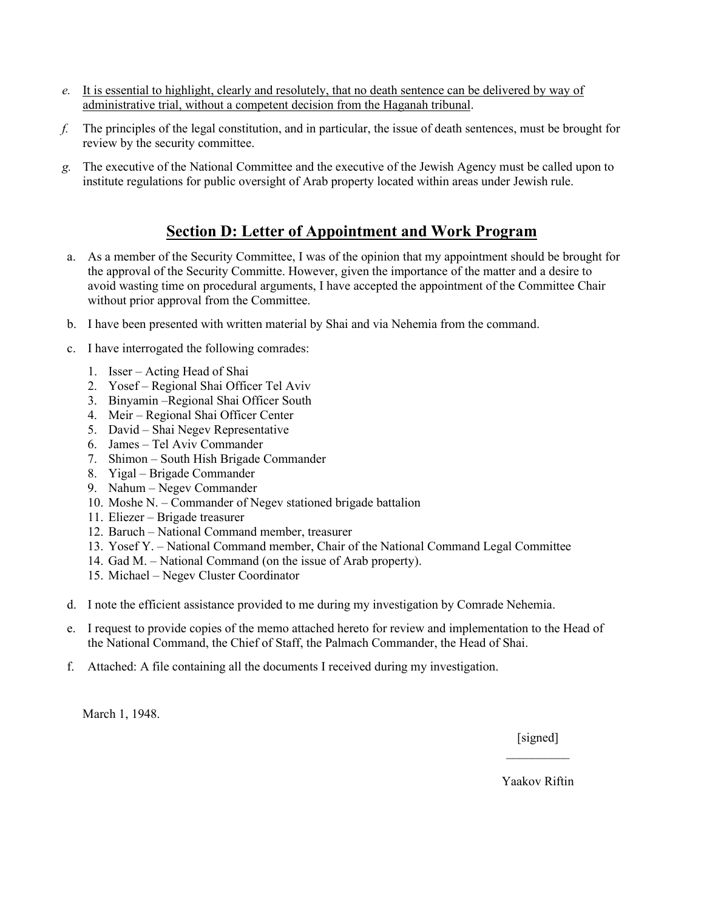*e.* <u>It is essential to highlight, clearly and resolutely, that no death sentence can be delivered by way of administrative trial, without a competent decision from the Haganah tribunal</u>.

*f.* The principles of the legal constitution, and in particular, the issue of death sentences, must be brought for review by the security committee.

*g.* The executive of the National Committee and the executive of the Jewish Agency must be called upon to institute regulations for public oversight of Arab property located within areas under Jewish rule.

## **<u>Section D: Letter of Appointment and Work Program</u>**

a. As a member of the Security Committee, I was of the opinion that my appointment should be brought for the approval of the Security Committe. However, given the importance of the matter and a desire to avoid wasting time on procedural arguments, I have accepted the appointment of the Committee Chair without prior approval from the Committee.

b. I have been presented with written material by Shai and via Nehemia from the command.

c. I have interrogated the following comrades:

1. Isser – Acting Head of Shai
2. Yosef – Regional Shai Officer Tel Aviv
3. Binyamin –Regional Shai Officer South
4. Meir – Regional Shai Officer Center
5. David – Shai Negev Representative
6. James – Tel Aviv Commander
7. Shimon – South Hish Brigade Commander
8. Yigal – Brigade Commander
9. Nahum – Negev Commander
10. Moshe N. – Commander of Negev stationed brigade battalion
11. Eliezer – Brigade treasurer
12. Baruch – National Command member, treasurer
13. Yosef Y. – National Command member, Chair of the National Command Legal Committee
14. Gad M. – National Command (on the issue of Arab property).
15. Michael – Negev Cluster Coordinator

d. I note the efficient assistance provided to me during my investigation by Comrade Nehemia.

e. I request to provide copies of the memo attached hereto for review and implementation to the Head of the National Command, the Chief of Staff, the Palmach Commander, the Head of Shai.

f. Attached: A file containing all the documents I received during my investigation.

March 1, 1948.

[signed]

__________

Yaakov Riftin